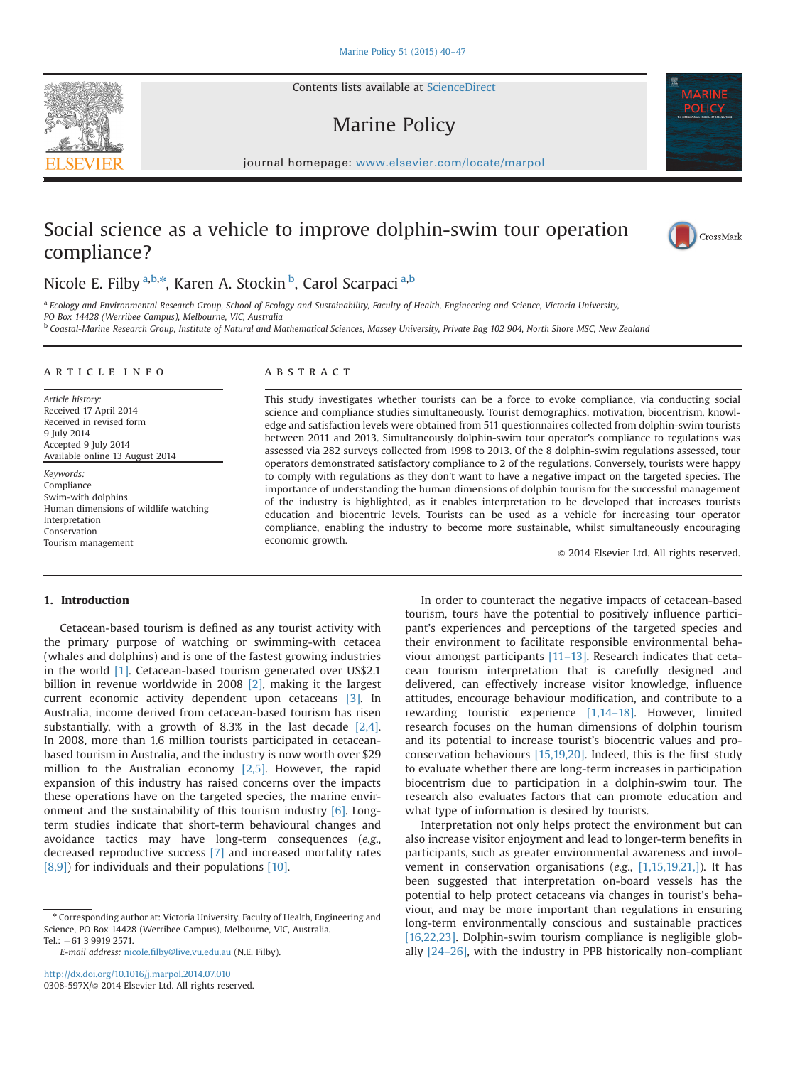# Social science as a vehicle to improve dolphin-swim tour operation compliance?

Nicole E. Filby [a,b,*], Karen A. Stockin [b], Carol Scarpaci [a,b]

[a] Ecology and Environmental Research Group, School of Ecology and Sustainability, Faculty of Health, Engineering and Science, Victoria University, PO Box 14428 (Werribee Campus), Melbourne, VIC, Australia

[b] Coastal-Marine Research Group, Institute of Natural and Mathematical Sciences, Massey University, Private Bag 102 904, North Shore MSC, New Zealand

## ARTICLE INFO

*Article history:*
Received 17 April 2014
Received in revised form 9 July 2014
Accepted 9 July 2014
Available online 13 August 2014

*Keywords:*
Compliance
Swim-with dolphins
Human dimensions of wildlife watching
Interpretation
Conservation
Tourism management

## ABSTRACT

This study investigates whether tourists can be a force to evoke compliance, via conducting social science and compliance studies simultaneously. Tourist demographics, motivation, biocentrism, knowledge and satisfaction levels were obtained from 511 questionnaires collected from dolphin-swim tourists between 2011 and 2013. Simultaneously dolphin-swim tour operator's compliance to regulations was assessed via 282 surveys collected from 1998 to 2013. Of the 8 dolphin-swim regulations assessed, tour operators demonstrated satisfactory compliance to 2 of the regulations. Conversely, tourists were happy to comply with regulations as they don't want to have a negative impact on the targeted species. The importance of understanding the human dimensions of dolphin tourism for the successful management of the industry is highlighted, as it enables interpretation to be developed that increases tourists education and biocentric levels. Tourists can be used as a vehicle for increasing tour operator compliance, enabling the industry to become more sustainable, whilst simultaneously encouraging economic growth.

© 2014 Elsevier Ltd. All rights reserved.

## 1. Introduction

Cetacean-based tourism is defined as any tourist activity with the primary purpose of watching or swimming-with cetacea (whales and dolphins) and is one of the fastest growing industries in the world [1]. Cetacean-based tourism generated over US$2.1 billion in revenue worldwide in 2008 [2], making it the largest current economic activity dependent upon cetaceans [3]. In Australia, income derived from cetacean-based tourism has risen substantially, with a growth of 8.3% in the last decade [2,4]. In 2008, more than 1.6 million tourists participated in cetacean-based tourism in Australia, and the industry is now worth over $29 million to the Australian economy [2,5]. However, the rapid expansion of this industry has raised concerns over the impacts these operations have on the targeted species, the marine environment and the sustainability of this tourism industry [6]. Long-term studies indicate that short-term behavioural changes and avoidance tactics may have long-term consequences (*e.g.*, decreased reproductive success [7] and increased mortality rates [8,9]) for individuals and their populations [10].

In order to counteract the negative impacts of cetacean-based tourism, tours have the potential to positively influence participant's experiences and perceptions of the targeted species and their environment to facilitate responsible environmental behaviour amongst participants [11–13]. Research indicates that cetacean tourism interpretation that is carefully designed and delivered, can effectively increase visitor knowledge, influence attitudes, encourage behaviour modification, and contribute to a rewarding touristic experience [1,14–18]. However, limited research focuses on the human dimensions of dolphin tourism and its potential to increase tourist's biocentric values and pro-conservation behaviours [15,19,20]. Indeed, this is the first study to evaluate whether there are long-term increases in participation biocentrism due to participation in a dolphin-swim tour. The research also evaluates factors that can promote education and what type of information is desired by tourists.

Interpretation not only helps protect the environment but can also increase visitor enjoyment and lead to longer-term benefits in participants, such as greater environmental awareness and involvement in conservation organisations (*e.g.*, [1,15,19,21,]). It has been suggested that interpretation on-board vessels has the potential to help protect cetaceans via changes in tourist's behaviour, and may be more important than regulations in ensuring long-term environmentally conscious and sustainable practices [16,22,23]. Dolphin-swim tourism compliance is negligible globally [24–26], with the industry in PPB historically non-compliant

---

\* Corresponding author at: Victoria University, Faculty of Health, Engineering and Science, PO Box 14428 (Werribee Campus), Melbourne, VIC, Australia. Tel.: +61 3 9919 2571.

*E-mail address:* nicole.filby@live.vu.edu.au (N.E. Filby).

http://dx.doi.org/10.1016/j.marpol.2014.07.010
0308-597X/© 2014 Elsevier Ltd. All rights reserved.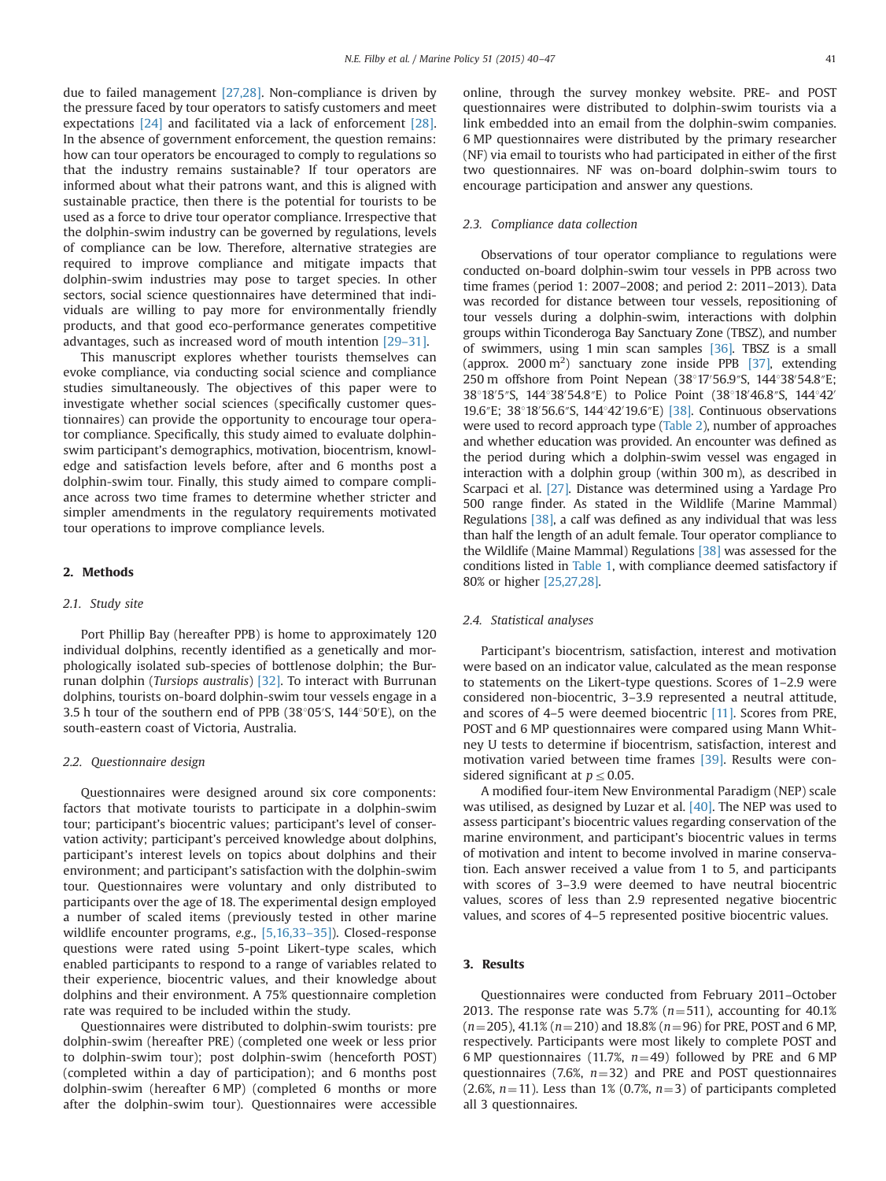due to failed management [27,28]. Non-compliance is driven by the pressure faced by tour operators to satisfy customers and meet expectations [24] and facilitated via a lack of enforcement [28]. In the absence of government enforcement, the question remains: how can tour operators be encouraged to comply to regulations so that the industry remains sustainable? If tour operators are informed about what their patrons want, and this is aligned with sustainable practice, then there is the potential for tourists to be used as a force to drive tour operator compliance. Irrespective that the dolphin-swim industry can be governed by regulations, levels of compliance can be low. Therefore, alternative strategies are required to improve compliance and mitigate impacts that dolphin-swim industries may pose to target species. In other sectors, social science questionnaires have determined that individuals are willing to pay more for environmentally friendly products, and that good eco-performance generates competitive advantages, such as increased word of mouth intention [29–31].

This manuscript explores whether tourists themselves can evoke compliance, via conducting social science and compliance studies simultaneously. The objectives of this paper were to investigate whether social sciences (specifically customer questionnaires) can provide the opportunity to encourage tour operator compliance. Specifically, this study aimed to evaluate dolphin-swim participant's demographics, motivation, biocentrism, knowledge and satisfaction levels before, after and 6 months post a dolphin-swim tour. Finally, this study aimed to compare compliance across two time frames to determine whether stricter and simpler amendments in the regulatory requirements motivated tour operations to improve compliance levels.

## 2. Methods

### 2.1. Study site

Port Phillip Bay (hereafter PPB) is home to approximately 120 individual dolphins, recently identified as a genetically and morphologically isolated sub-species of bottlenose dolphin; the Burrunan dolphin (*Tursiops australis*) [32]. To interact with Burrunan dolphins, tourists on-board dolphin-swim tour vessels engage in a 3.5 h tour of the southern end of PPB (38°05′S, 144°50′E), on the south-eastern coast of Victoria, Australia.

### 2.2. Questionnaire design

Questionnaires were designed around six core components: factors that motivate tourists to participate in a dolphin-swim tour; participant's biocentric values; participant's level of conservation activity; participant's perceived knowledge about dolphins, participant's interest levels on topics about dolphins and their environment; and participant's satisfaction with the dolphin-swim tour. Questionnaires were voluntary and only distributed to participants over the age of 18. The experimental design employed a number of scaled items (previously tested in other marine wildlife encounter programs, *e.g.*, [5,16,33–35]). Closed-response questions were rated using 5-point Likert-type scales, which enabled participants to respond to a range of variables related to their experience, biocentric values, and their knowledge about dolphins and their environment. A 75% questionnaire completion rate was required to be included within the study.

Questionnaires were distributed to dolphin-swim tourists: pre dolphin-swim (hereafter PRE) (completed one week or less prior to dolphin-swim tour); post dolphin-swim (henceforth POST) (completed within a day of participation); and 6 months post dolphin-swim (hereafter 6 MP) (completed 6 months or more after the dolphin-swim tour). Questionnaires were accessible online, through the survey monkey website. PRE- and POST questionnaires were distributed to dolphin-swim tourists via a link embedded into an email from the dolphin-swim companies. 6 MP questionnaires were distributed by the primary researcher (NF) via email to tourists who had participated in either of the first two questionnaires. NF was on-board dolphin-swim tours to encourage participation and answer any questions.

### 2.3. Compliance data collection

Observations of tour operator compliance to regulations were conducted on-board dolphin-swim tour vessels in PPB across two time frames (period 1: 2007–2008; and period 2: 2011–2013). Data was recorded for distance between tour vessels, repositioning of tour vessels during a dolphin-swim, interactions with dolphin groups within Ticonderoga Bay Sanctuary Zone (TBSZ), and number of swimmers, using 1 min scan samples [36]. TBSZ is a small (approx. 2000 $m^2$) sanctuary zone inside PPB [37], extending 250 m offshore from Point Nepean (38°17′56.9″S, 144°38′54.8″E; 38°18′5″S, 144°38′54.8″E) to Police Point (38°18′46.8″S, 144°42′19.6″E; 38°18′56.6″S, 144°42′19.6″E) [38]. Continuous observations were used to record approach type (Table 2), number of approaches and whether education was provided. An encounter was defined as the period during which a dolphin-swim vessel was engaged in interaction with a dolphin group (within 300 m), as described in Scarpaci et al. [27]. Distance was determined using a Yardage Pro 500 range finder. As stated in the Wildlife (Marine Mammal) Regulations [38], a calf was defined as any individual that was less than half the length of an adult female. Tour operator compliance to the Wildlife (Maine Mammal) Regulations [38] was assessed for the conditions listed in Table 1, with compliance deemed satisfactory if 80% or higher [25,27,28].

### 2.4. Statistical analyses

Participant's biocentrism, satisfaction, interest and motivation were based on an indicator value, calculated as the mean response to statements on the Likert-type questions. Scores of 1–2.9 were considered non-biocentric, 3–3.9 represented a neutral attitude, and scores of 4–5 were deemed biocentric [11]. Scores from PRE, POST and 6 MP questionnaires were compared using Mann Whitney U tests to determine if biocentrism, satisfaction, interest and motivation varied between time frames [39]. Results were considered significant at $p \leq 0.05$.

A modified four-item New Environmental Paradigm (NEP) scale was utilised, as designed by Luzar et al. [40]. The NEP was used to assess participant's biocentric values regarding conservation of the marine environment, and participant's biocentric values in terms of motivation and intent to become involved in marine conservation. Each answer received a value from 1 to 5, and participants with scores of 3–3.9 were deemed to have neutral biocentric values, scores of less than 2.9 represented negative biocentric values, and scores of 4–5 represented positive biocentric values.

## 3. Results

Questionnaires were conducted from February 2011–October 2013. The response rate was 5.7% ($n=511$), accounting for 40.1% ($n=205$), 41.1% ($n=210$) and 18.8% ($n=96$) for PRE, POST and 6 MP, respectively. Participants were most likely to complete POST and 6 MP questionnaires (11.7%, $n=49$) followed by PRE and 6 MP questionnaires (7.6%, $n=32$) and PRE and POST questionnaires (2.6%, $n=11$). Less than 1% (0.7%, $n=3$) of participants completed all 3 questionnaires.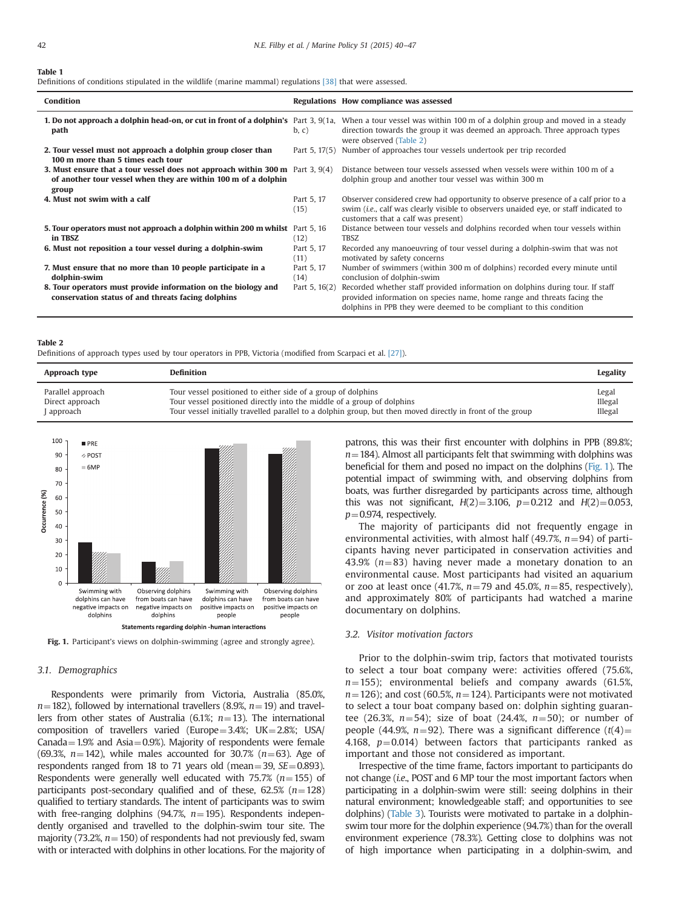**Table 1**
Definitions of conditions stipulated in the wildlife (marine mammal) regulations [38] that were assessed.

| Condition | Regulations | How compliance was assessed |
|---|---|---|
| **1. Do not approach a dolphin head-on, or cut in front of a dolphin's path** | Part 3, 9(1a, b, c) | When a tour vessel was within 100 m of a dolphin group and moved in a steady direction towards the group it was deemed an approach. Three approach types were observed (Table 2) |
| **2. Tour vessel must not approach a dolphin group closer than 100 m more than 5 times each tour** | Part 5, 17(5) | Number of approaches tour vessels undertook per trip recorded |
| **3. Must ensure that a tour vessel does not approach within 300 m of another tour vessel when they are within 100 m of a dolphin group** | Part 3, 9(4) | Distance between tour vessels assessed when vessels were within 100 m of a dolphin group and another tour vessel was within 300 m |
| **4. Must not swim with a calf** | Part 5, 17 (15) | Observer considered crew had opportunity to observe presence of a calf prior to a swim (*i.e.*, calf was clearly visible to observers unaided eye, or staff indicated to customers that a calf was present) |
| **5. Tour operators must not approach a dolphin within 200 m whilst in TBSZ** | Part 5, 16 (12) | Distance between tour vessels and dolphins recorded when tour vessels within TBSZ |
| **6. Must not reposition a tour vessel during a dolphin-swim** | Part 5, 17 (11) | Recorded any manoeuvring of tour vessel during a dolphin-swim that was not motivated by safety concerns |
| **7. Must ensure that no more than 10 people participate in a dolphin-swim** | Part 5, 17 (14) | Number of swimmers (within 300 m of dolphins) recorded every minute until conclusion of dolphin-swim |
| **8. Tour operators must provide information on the biology and conservation status of and threats facing dolphins** | Part 5, 16(2) | Recorded whether staff provided information on dolphins during tour. If staff provided information on species name, home range and threats facing the dolphins in PPB they were deemed to be compliant to this condition |

**Table 2**
Definitions of approach types used by tour operators in PPB, Victoria (modified from Scarpaci et al. [27]).

| Approach type | Definition | Legality |
|---|---|---|
| Parallel approach | Tour vessel positioned to either side of a group of dolphins | Legal |
| Direct approach | Tour vessel positioned directly into the middle of a group of dolphins | Illegal |
| J approach | Tour vessel initially travelled parallel to a dolphin group, but then moved directly in front of the group | Illegal |

**Fig. 1.** Participant's views on dolphin-swimming (agree and strongly agree).

### 3.1. Demographics

Respondents were primarily from Victoria, Australia (85.0%, $n=182$), followed by international travellers (8.9%, $n=19$) and travellers from other states of Australia (6.1%; $n=13$). The international composition of travellers varied (Europe = 3.4%; UK = 2.8%; USA/Canada = 1.9% and Asia = 0.9%). Majority of respondents were female (69.3%, $n=142$), while males accounted for 30.7% ($n=63$). Age of respondents ranged from 18 to 71 years old (mean = 39, $SE=0.893$). Respondents were generally well educated with 75.7% ($n=155$) of participants post-secondary qualified and of these, 62.5% ($n=128$) qualified to tertiary standards. The intent of participants was to swim with free-ranging dolphins (94.7%, $n=195$). Respondents independently organised and travelled to the dolphin-swim tour site. The majority (73.2%, $n=150$) of respondents had not previously fed, swam with or interacted with dolphins in other locations. For the majority of patrons, this was their first encounter with dolphins in PPB (89.8%; $n=184$). Almost all participants felt that swimming with dolphins was beneficial for them and posed no impact on the dolphins (Fig. 1). The potential impact of swimming with, and observing dolphins from boats, was further disregarded by participants across time, although this was not significant, $H(2)=3.106$, $p=0.212$ and $H(2)=0.053$, $p=0.974$, respectively.

The majority of participants did not frequently engage in environmental activities, with almost half (49.7%, $n=94$) of participants having never participated in conservation activities and 43.9% ($n=83$) having never made a monetary donation to an environmental cause. Most participants had visited an aquarium or zoo at least once (41.7%, $n=79$ and 45.0%, $n=85$, respectively), and approximately 80% of participants had watched a marine documentary on dolphins.

### 3.2. Visitor motivation factors

Prior to the dolphin-swim trip, factors that motivated tourists to select a tour boat company were: activities offered (75.6%, $n=155$); environmental beliefs and company awards (61.5%, $n=126$); and cost (60.5%, $n=124$). Participants were not motivated to select a tour boat company based on: dolphin sighting guarantee (26.3%, $n=54$); size of boat (24.4%, $n=50$); or number of people (44.9%, $n=92$). There was a significant difference ($t(4)=4.168$, $p=0.014$) between factors that participants ranked as important and those not considered as important.

Irrespective of the time frame, factors important to participants do not change (*i.e.*, POST and 6 MP tour the most important factors when participating in a dolphin-swim were still: seeing dolphins in their natural environment; knowledgeable staff; and opportunities to see dolphins) (Table 3). Tourists were motivated to partake in a dolphin-swim tour more for the dolphin experience (94.7%) than for the overall environment experience (78.3%). Getting close to dolphins was not of high importance when participating in a dolphin-swim, and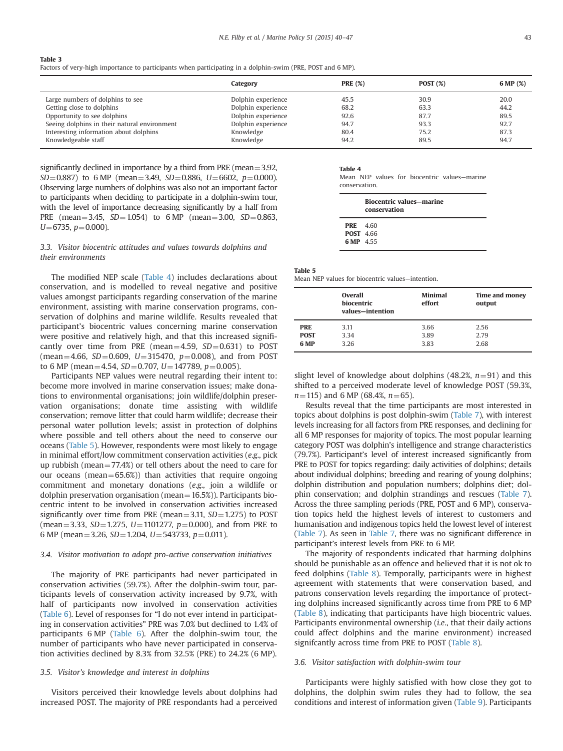**Table 3**
Factors of very-high importance to participants when participating in a dolphin-swim (PRE, POST and 6 MP).

| | Category | PRE (%) | POST (%) | 6 MP (%) |
|---|---|---|---|---|
| Large numbers of dolphins to see | Dolphin experience | 45.5 | 30.9 | 20.0 |
| Getting close to dolphins | Dolphin experience | 68.2 | 63.3 | 44.2 |
| Opportunity to see dolphins | Dolphin experience | 92.6 | 87.7 | 89.5 |
| Seeing dolphins in their natural environment | Dolphin experience | 94.7 | 93.3 | 92.7 |
| Interesting information about dolphins | Knowledge | 80.4 | 75.2 | 87.3 |
| Knowledgeable staff | Knowledge | 94.2 | 89.5 | 94.7 |

significantly declined in importance by a third from PRE (mean=3.92, $SD$=0.887) to 6 MP (mean=3.49, $SD$=0.886, $U$=6602, $p$=0.000). Observing large numbers of dolphins was also not an important factor to participants when deciding to participate in a dolphin-swim tour, with the level of importance decreasing significantly by a half from PRE (mean=3.45, $SD$=1.054) to 6 MP (mean=3.00, $SD$=0.863, $U$=6735, $p$=0.000).

### 3.3. Visitor biocentric attitudes and values towards dolphins and their environments

The modified NEP scale (Table 4) includes declarations about conservation, and is modelled to reveal negative and positive values amongst participants regarding conservation of the marine environment, assisting with marine conservation programs, conservation of dolphins and marine wildlife. Results revealed that participant's biocentric values concerning marine conservation were positive and relatively high, and that this increased significantly over time from PRE (mean=4.59, $SD$=0.631) to POST (mean=4.66, $SD$=0.609, $U$=315470, $p$=0.008), and from POST to 6 MP (mean=4.54, $SD$=0.707, $U$=147789, $p$=0.005).

Participants NEP values were neutral regarding their intent to: become more involved in marine conservation issues; make donations to environmental organisations; join wildlife/dolphin preservation organisations; donate time assisting with wildlife conservation; remove litter that could harm wildlife; decrease their personal water pollution levels; assist in protection of dolphins where possible and tell others about the need to conserve our oceans (Table 5). However, respondents were most likely to engage in minimal effort/low commitment conservation activities (*e.g.*, pick up rubbish (mean=77.4%) or tell others about the need to care for our oceans (mean=65.6%)) than activities that require ongoing commitment and monetary donations (*e.g.*, join a wildlife or dolphin preservation organisation (mean=16.5%)). Participants biocentric intent to be involved in conservation activities increased significantly over time from PRE (mean=3.11, $SD$=1.275) to POST (mean=3.33, $SD$=1.275, $U$=1101277, $p$=0.000), and from PRE to 6 MP (mean=3.26, $SD$=1.204, $U$=543733, $p$=0.011).

**Table 4**
Mean NEP values for biocentric values—marine conservation.

| | Biocentric values—marine conservation |
|---|---|
| **PRE** | 4.60 |
| **POST** | 4.66 |
| **6 MP** | 4.55 |

**Table 5**
Mean NEP values for biocentric values—intention.

| | Overall biocentric values—intention | Minimal effort | Time and money output |
|---|---|---|---|
| **PRE** | 3.11 | 3.66 | 2.56 |
| **POST** | 3.34 | 3.89 | 2.79 |
| **6 MP** | 3.26 | 3.83 | 2.68 |

### 3.4. Visitor motivation to adopt pro-active conservation initiatives

The majority of PRE participants had never participated in conservation activities (59.7%). After the dolphin-swim tour, participants levels of conservation activity increased by 9.7%, with half of participants now involved in conservation activities (Table 6). Level of responses for "I do not ever intend in participating in conservation activities" PRE was 7.0% but declined to 1.4% of participants 6 MP (Table 6). After the dolphin-swim tour, the number of participants who have never participated in conservation activities declined by 8.3% from 32.5% (PRE) to 24.2% (6 MP).

### 3.5. Visitor's knowledge and interest in dolphins

Visitors perceived their knowledge levels about dolphins had increased POST. The majority of PRE respondants had a perceived slight level of knowledge about dolphins (48.2%, $n$=91) and this shifted to a perceived moderate level of knowledge POST (59.3%, $n$=115) and 6 MP (68.4%, $n$=65).

Results reveal that the time participants are most interested in topics about dolphins is post dolphin-swim (Table 7), with interest levels increasing for all factors from PRE responses, and declining for all 6 MP responses for majority of topics. The most popular learning category POST was dolphin's intelligence and strange characteristics (79.7%). Participant's level of interest increased significantly from PRE to POST for topics regarding: daily activities of dolphins; details about individual dolphins; breeding and rearing of young dolphins; dolphin distribution and population numbers; dolphins diet; dolphin conservation; and dolphin strandings and rescues (Table 7). Across the three sampling periods (PRE, POST and 6 MP), conservation topics held the highest levels of interest to customers and humanisation and indigenous topics held the lowest level of interest (Table 7). As seen in Table 7, there was no significant difference in participant's interest levels from PRE to 6 MP.

The majority of respondents indicated that harming dolphins should be punishable as an offence and believed that it is not ok to feed dolphins (Table 8). Temporally, participants were in highest agreement with statements that were conservation based, and patrons conservation levels regarding the importance of protecting dolphins increased significantly across time from PRE to 6 MP (Table 8), indicating that participants have high biocentric values. Participants environmental ownership (*i.e.*, that their daily actions could affect dolphins and the marine environment) increased signifcantly across time from PRE to POST (Table 8).

### 3.6. Visitor satisfaction with dolphin-swim tour

Participants were highly satisfied with how close they got to dolphins, the dolphin swim rules they had to follow, the sea conditions and interest of information given (Table 9). Participants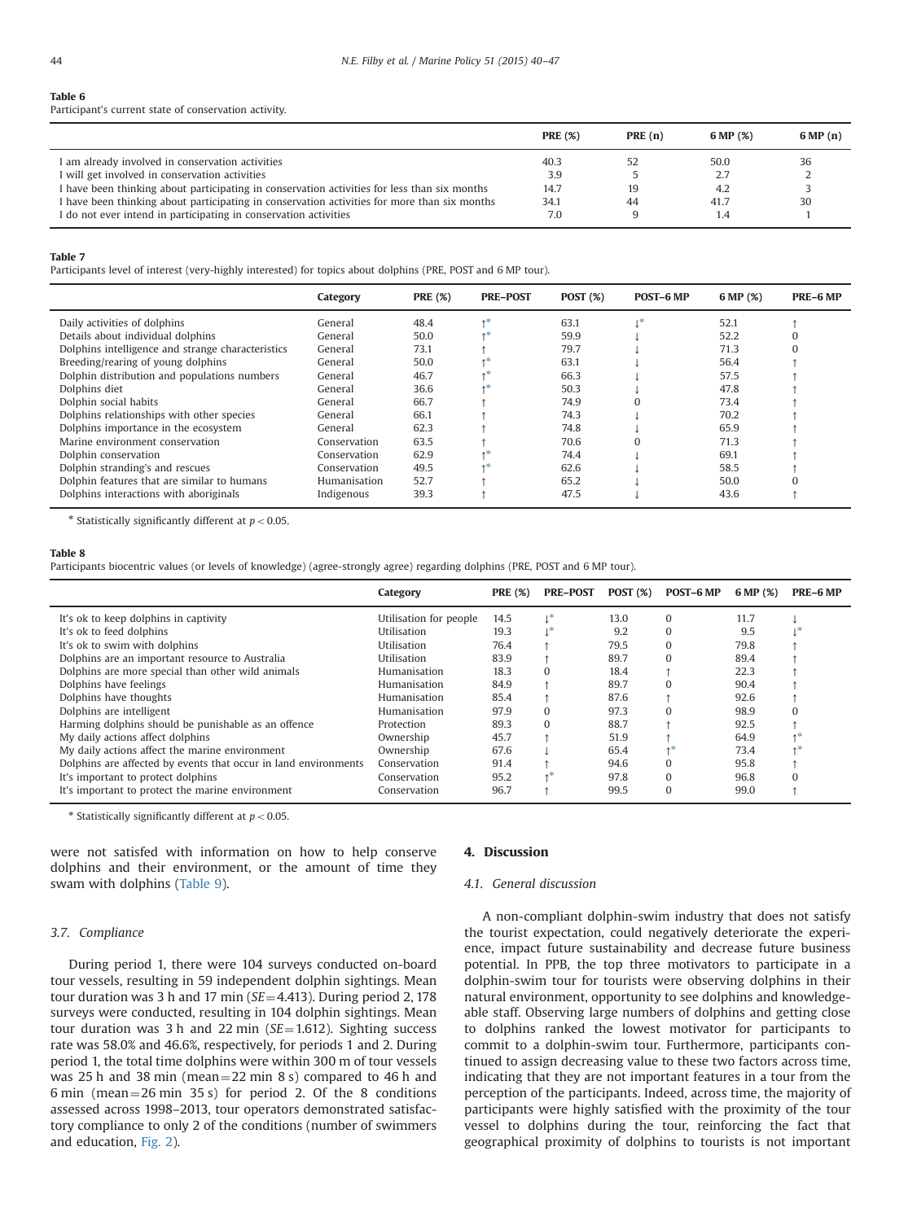**Table 6**
Participant's current state of conservation activity.

| | PRE (%) | PRE (n) | 6 MP (%) | 6 MP (n) |
|---|---|---|---|---|
| I am already involved in conservation activities | 40.3 | 52 | 50.0 | 36 |
| I will get involved in conservation activities | 3.9 | 5 | 2.7 | 2 |
| I have been thinking about participating in conservation activities for less than six months | 14.7 | 19 | 4.2 | 3 |
| I have been thinking about participating in conservation activities for more than six months | 34.1 | 44 | 41.7 | 30 |
| I do not ever intend in participating in conservation activities | 7.0 | 9 | 1.4 | 1 |

**Table 7**
Participants level of interest (very-highly interested) for topics about dolphins (PRE, POST and 6 MP tour).

| | Category | PRE (%) | PRE–POST | POST (%) | POST–6 MP | 6 MP (%) | PRE–6 MP |
|---|---|---|---|---|---|---|---|
| Daily activities of dolphins | General | 48.4 | ↑* | 63.1 | ↓* | 52.1 | ↑ |
| Details about individual dolphins | General | 50.0 | ↑* | 59.9 | ↓ | 52.2 | 0 |
| Dolphins intelligence and strange characteristics | General | 73.1 | ↑ | 79.7 | ↓ | 71.3 | 0 |
| Breeding/rearing of young dolphins | General | 50.0 | ↑* | 63.1 | ↓ | 56.4 | ↑ |
| Dolphin distribution and populations numbers | General | 46.7 | ↑* | 66.3 | ↓ | 57.5 | ↑ |
| Dolphins diet | General | 36.6 | ↑* | 50.3 | ↓ | 47.8 | ↑ |
| Dolphin social habits | General | 66.7 | ↑ | 74.9 | 0 | 73.4 | ↑ |
| Dolphins relationships with other species | General | 66.1 | ↑ | 74.3 | ↓ | 70.2 | ↑ |
| Dolphins importance in the ecosystem | General | 62.3 | ↑ | 74.8 | ↓ | 65.9 | ↑ |
| Marine environment conservation | Conservation | 63.5 | ↑ | 70.6 | 0 | 71.3 | ↑ |
| Dolphin conservation | Conservation | 62.9 | ↑* | 74.4 | ↓ | 69.1 | ↑ |
| Dolphin stranding's and rescues | Conservation | 49.5 | ↑* | 62.6 | ↓ | 58.5 | ↑ |
| Dolphin features that are similar to humans | Humanisation | 52.7 | ↑ | 65.2 | ↓ | 50.0 | 0 |
| Dolphins interactions with aboriginals | Indigenous | 39.3 | ↑ | 47.5 | ↓ | 43.6 | ↑ |

* Statistically significantly different at $p < 0.05$.

**Table 8**
Participants biocentric values (or levels of knowledge) (agree-strongly agree) regarding dolphins (PRE, POST and 6 MP tour).

| | Category | PRE (%) | PRE–POST | POST (%) | POST–6 MP | 6 MP (%) | PRE–6 MP |
|---|---|---|---|---|---|---|---|
| It's ok to keep dolphins in captivity | Utilisation for people | 14.5 | ↓* | 13.0 | 0 | 11.7 | ↓ |
| It's ok to feed dolphins | Utilisation | 19.3 | ↓* | 9.2 | 0 | 9.5 | ↓* |
| It's ok to swim with dolphins | Utilisation | 76.4 | ↑ | 79.5 | 0 | 79.8 | ↑ |
| Dolphins are an important resource to Australia | Utilisation | 83.9 | ↑ | 89.7 | 0 | 89.4 | ↑ |
| Dolphins are more special than other wild animals | Humanisation | 18.3 | 0 | 18.4 | ↑ | 22.3 | ↑ |
| Dolphins have feelings | Humanisation | 84.9 | ↑ | 89.7 | 0 | 90.4 | ↑ |
| Dolphins have thoughts | Humanisation | 85.4 | ↑ | 87.6 | ↑ | 92.6 | ↑ |
| Dolphins are intelligent | Humanisation | 97.9 | 0 | 97.3 | 0 | 98.9 | 0 |
| Harming dolphins should be punishable as an offence | Protection | 89.3 | 0 | 88.7 | ↑ | 92.5 | ↑ |
| My daily actions affect dolphins | Ownership | 45.7 | ↑ | 51.9 | ↑ | 64.9 | ↑* |
| My daily actions affect the marine environment | Ownership | 67.6 | ↓ | 65.4 | ↑* | 73.4 | ↑* |
| Dolphins are affected by events that occur in land environments | Conservation | 91.4 | ↑ | 94.6 | 0 | 95.8 | ↑ |
| It's important to protect dolphins | Conservation | 95.2 | ↑* | 97.8 | 0 | 96.8 | 0 |
| It's important to protect the marine environment | Conservation | 96.7 | ↑ | 99.5 | 0 | 99.0 | ↑ |

* Statistically significantly different at $p < 0.05$.

were not satisfied with information on how to help conserve dolphins and their environment, or the amount of time they swam with dolphins (Table 9).

### 3.7. Compliance

During period 1, there were 104 surveys conducted on-board tour vessels, resulting in 59 independent dolphin sightings. Mean tour duration was 3 h and 17 min ($SE = 4.413$). During period 2, 178 surveys were conducted, resulting in 104 dolphin sightings. Mean tour duration was 3 h and 22 min ($SE = 1.612$). Sighting success rate was 58.0% and 46.6%, respectively, for periods 1 and 2. During period 1, the total time dolphins were within 300 m of tour vessels was 25 h and 38 min (mean = 22 min 8 s) compared to 46 h and 6 min (mean = 26 min 35 s) for period 2. Of the 8 conditions assessed across 1998–2013, tour operators demonstrated satisfactory compliance to only 2 of the conditions (number of swimmers and education, Fig. 2).

## 4. Discussion

### 4.1. General discussion

A non-compliant dolphin-swim industry that does not satisfy the tourist expectation, could negatively deteriorate the experience, impact future sustainability and decrease future business potential. In PPB, the top three motivators to participate in a dolphin-swim tour for tourists were observing dolphins in their natural environment, opportunity to see dolphins and knowledgeable staff. Observing large numbers of dolphins and getting close to dolphins ranked the lowest motivator for participants to commit to a dolphin-swim tour. Furthermore, participants continued to assign decreasing value to these two factors across time, indicating that they are not important features in a tour from the perception of the participants. Indeed, across time, the majority of participants were highly satisfied with the proximity of the tour vessel to dolphins during the tour, reinforcing the fact that geographical proximity of dolphins to tourists is not important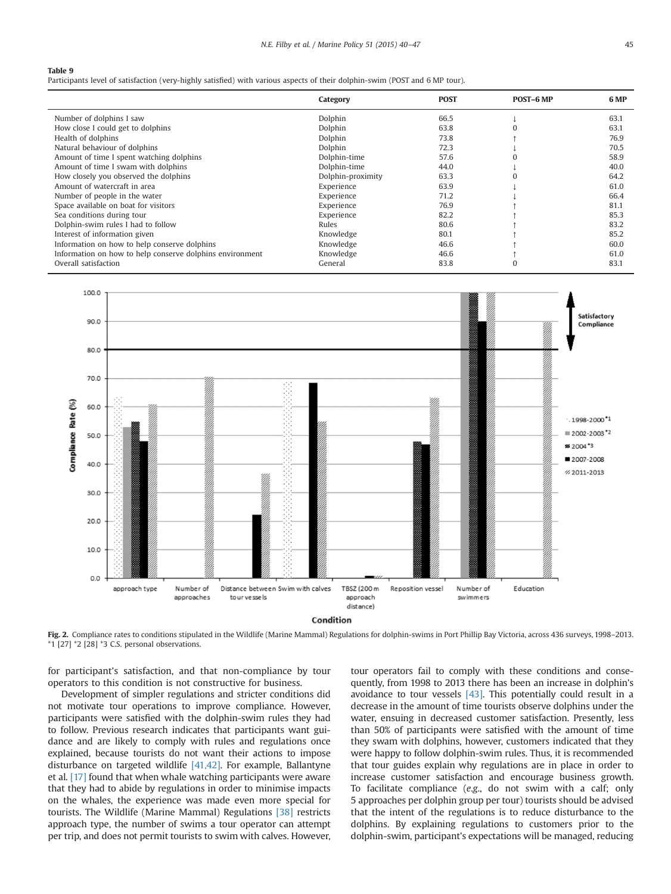**Table 9**
Participants level of satisfaction (very-highly satisfied) with various aspects of their dolphin-swim (POST and 6 MP tour).

| | Category | POST | POST–6 MP | 6 MP |
|---|---|---|---|---|
| Number of dolphins I saw | Dolphin | 66.5 | ↓ | 63.1 |
| How close I could get to dolphins | Dolphin | 63.8 | 0 | 63.1 |
| Health of dolphins | Dolphin | 73.8 | ↑ | 76.9 |
| Natural behaviour of dolphins | Dolphin | 72.3 | ↓ | 70.5 |
| Amount of time I spent watching dolphins | Dolphin-time | 57.6 | 0 | 58.9 |
| Amount of time I swam with dolphins | Dolphin-time | 44.0 | ↓ | 40.0 |
| How closely you observed the dolphins | Dolphin-proximity | 63.3 | 0 | 64.2 |
| Amount of watercraft in area | Experience | 63.9 | ↓ | 61.0 |
| Number of people in the water | Experience | 71.2 | ↓ | 66.4 |
| Space available on boat for visitors | Experience | 76.9 | ↑ | 81.1 |
| Sea conditions during tour | Experience | 82.2 | ↑ | 85.3 |
| Dolphin-swim rules I had to follow | Rules | 80.6 | ↑ | 83.2 |
| Interest of information given | Knowledge | 80.1 | ↑ | 85.2 |
| Information on how to help conserve dolphins | Knowledge | 46.6 | ↑ | 60.0 |
| Information on how to help conserve dolphins environment | Knowledge | 46.6 | ↑ | 61.0 |
| Overall satisfaction | General | 83.8 | 0 | 83.1 |

**Fig. 2.** Compliance rates to conditions stipulated in the Wildlife (Marine Mammal) Regulations for dolphin-swims in Port Phillip Bay Victoria, across 436 surveys, 1998–2013. *1 [27] *2 [28] *3 C.S. personal observations.

for participant's satisfaction, and that non-compliance by tour operators to this condition is not constructive for business.

Development of simpler regulations and stricter conditions did not motivate tour operations to improve compliance. However, participants were satisfied with the dolphin-swim rules they had to follow. Previous research indicates that participants want guidance and are likely to comply with rules and regulations once explained, because tourists do not want their actions to impose disturbance on targeted wildlife [41,42]. For example, Ballantyne et al. [17] found that when whale watching participants were aware that they had to abide by regulations in order to minimise impacts on the whales, the experience was made even more special for tourists. The Wildlife (Marine Mammal) Regulations [38] restricts approach type, the number of swims a tour operator can attempt per trip, and does not permit tourists to swim with calves. However, tour operators fail to comply with these conditions and consequently, from 1998 to 2013 there has been an increase in dolphin's avoidance to tour vessels [43]. This potentially could result in a decrease in the amount of time tourists observe dolphins under the water, ensuing in decreased customer satisfaction. Presently, less than 50% of participants were satisfied with the amount of time they swam with dolphins, however, customers indicated that they were happy to follow dolphin-swim rules. Thus, it is recommended that tour guides explain why regulations are in place in order to increase customer satisfaction and encourage business growth. To facilitate compliance (*e.g.*, do not swim with a calf; only 5 approaches per dolphin group per tour) tourists should be advised that the intent of the regulations is to reduce disturbance to the dolphins. By explaining regulations to customers prior to the dolphin-swim, participant's expectations will be managed, reducing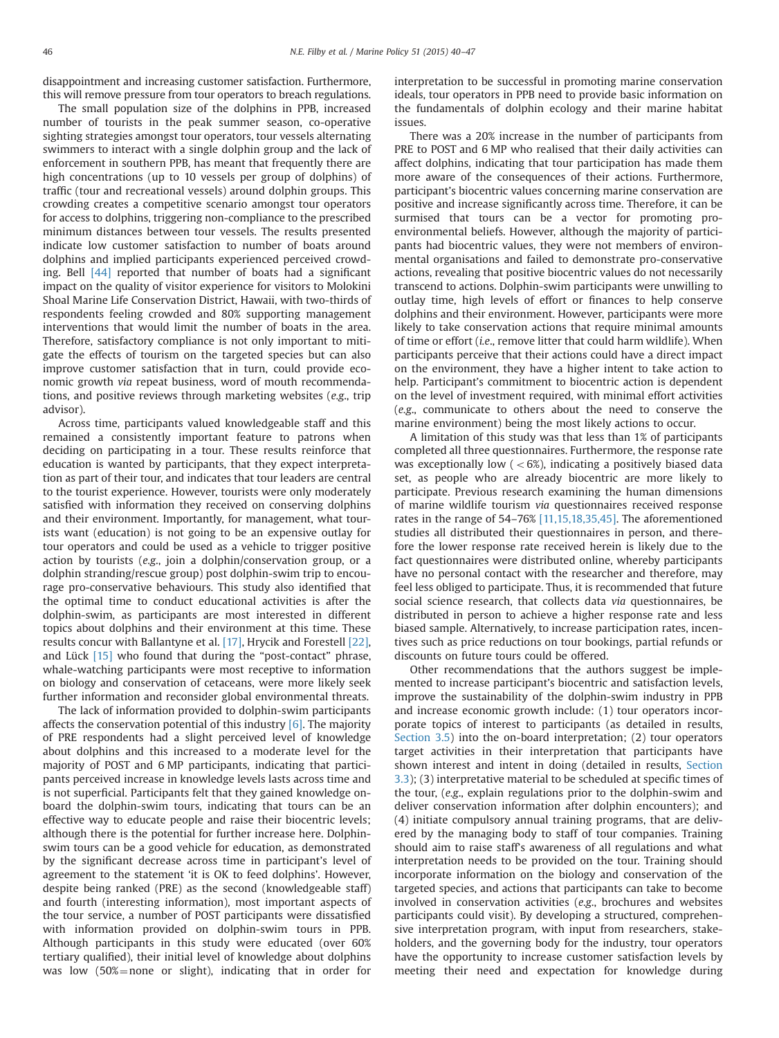disappointment and increasing customer satisfaction. Furthermore, this will remove pressure from tour operators to breach regulations.

The small population size of the dolphins in PPB, increased number of tourists in the peak summer season, co-operative sighting strategies amongst tour operators, tour vessels alternating swimmers to interact with a single dolphin group and the lack of enforcement in southern PPB, has meant that frequently there are high concentrations (up to 10 vessels per group of dolphins) of traffic (tour and recreational vessels) around dolphin groups. This crowding creates a competitive scenario amongst tour operators for access to dolphins, triggering non-compliance to the prescribed minimum distances between tour vessels. The results presented indicate low customer satisfaction to number of boats around dolphins and implied participants experienced perceived crowding. Bell [44] reported that number of boats had a significant impact on the quality of visitor experience for visitors to Molokini Shoal Marine Life Conservation District, Hawaii, with two-thirds of respondents feeling crowded and 80% supporting management interventions that would limit the number of boats in the area. Therefore, satisfactory compliance is not only important to mitigate the effects of tourism on the targeted species but can also improve customer satisfaction that in turn, could provide economic growth *via* repeat business, word of mouth recommendations, and positive reviews through marketing websites (*e.g.*, trip advisor).

Across time, participants valued knowledgeable staff and this remained a consistently important feature to patrons when deciding on participating in a tour. These results reinforce that education is wanted by participants, that they expect interpretation as part of their tour, and indicates that tour leaders are central to the tourist experience. However, tourists were only moderately satisfied with information they received on conserving dolphins and their environment. Importantly, for management, what tourists want (education) is not going to be an expensive outlay for tour operators and could be used as a vehicle to trigger positive action by tourists (*e.g.*, join a dolphin/conservation group, or a dolphin stranding/rescue group) post dolphin-swim trip to encourage pro-conservative behaviours. This study also identified that the optimal time to conduct educational activities is after the dolphin-swim, as participants are most interested in different topics about dolphins and their environment at this time. These results concur with Ballantyne et al. [17], Hrycik and Forestell [22], and Lück [15] who found that during the "post-contact" phrase, whale-watching participants were most receptive to information on biology and conservation of cetaceans, were more likely seek further information and reconsider global environmental threats.

The lack of information provided to dolphin-swim participants affects the conservation potential of this industry [6]. The majority of PRE respondents had a slight perceived level of knowledge about dolphins and this increased to a moderate level for the majority of POST and 6 MP participants, indicating that participants perceived increase in knowledge levels lasts across time and is not superficial. Participants felt that they gained knowledge onboard the dolphin-swim tours, indicating that tours can be an effective way to educate people and raise their biocentric levels; although there is the potential for further increase here. Dolphin-swim tours can be a good vehicle for education, as demonstrated by the significant decrease across time in participant's level of agreement to the statement 'it is OK to feed dolphins'. However, despite being ranked (PRE) as the second (knowledgeable staff) and fourth (interesting information), most important aspects of the tour service, a number of POST participants were dissatisfied with information provided on dolphin-swim tours in PPB. Although participants in this study were educated (over 60% tertiary qualified), their initial level of knowledge about dolphins was low (50%=none or slight), indicating that in order for interpretation to be successful in promoting marine conservation ideals, tour operators in PPB need to provide basic information on the fundamentals of dolphin ecology and their marine habitat issues.

There was a 20% increase in the number of participants from PRE to POST and 6 MP who realised that their daily activities can affect dolphins, indicating that tour participation has made them more aware of the consequences of their actions. Furthermore, participant's biocentric values concerning marine conservation are positive and increase significantly across time. Therefore, it can be surmised that tours can be a vector for promoting pro-environmental beliefs. However, although the majority of participants had biocentric values, they were not members of environmental organisations and failed to demonstrate pro-conservative actions, revealing that positive biocentric values do not necessarily transcend to actions. Dolphin-swim participants were unwilling to outlay time, high levels of effort or finances to help conserve dolphins and their environment. However, participants were more likely to take conservation actions that require minimal amounts of time or effort (*i.e.*, remove litter that could harm wildlife). When participants perceive that their actions could have a direct impact on the environment, they have a higher intent to take action to help. Participant's commitment to biocentric action is dependent on the level of investment required, with minimal effort activities (*e.g.*, communicate to others about the need to conserve the marine environment) being the most likely actions to occur.

A limitation of this study was that less than 1% of participants completed all three questionnaires. Furthermore, the response rate was exceptionally low ($<6\%$), indicating a positively biased data set, as people who are already biocentric are more likely to participate. Previous research examining the human dimensions of marine wildlife tourism *via* questionnaires received response rates in the range of 54–76% [11,15,18,35,45]. The aforementioned studies all distributed their questionnaires in person, and therefore the lower response rate received herein is likely due to the fact questionnaires were distributed online, whereby participants have no personal contact with the researcher and therefore, may feel less obliged to participate. Thus, it is recommended that future social science research, that collects data *via* questionnaires, be distributed in person to achieve a higher response rate and less biased sample. Alternatively, to increase participation rates, incentives such as price reductions on tour bookings, partial refunds or discounts on future tours could be offered.

Other recommendations that the authors suggest be implemented to increase participant's biocentric and satisfaction levels, improve the sustainability of the dolphin-swim industry in PPB and increase economic growth include: (1) tour operators incorporate topics of interest to participants (as detailed in results, Section 3.5) into the on-board interpretation; (2) tour operators target activities in their interpretation that participants have shown interest and intent in doing (detailed in results, Section 3.3); (3) interpretative material to be scheduled at specific times of the tour, (*e.g.*, explain regulations prior to the dolphin-swim and deliver conservation information after dolphin encounters); and (4) initiate compulsory annual training programs, that are delivered by the managing body to staff of tour companies. Training should aim to raise staff's awareness of all regulations and what interpretation needs to be provided on the tour. Training should incorporate information on the biology and conservation of the targeted species, and actions that participants can take to become involved in conservation activities (*e.g.*, brochures and websites participants could visit). By developing a structured, comprehensive interpretation program, with input from researchers, stakeholders, and the governing body for the industry, tour operators have the opportunity to increase customer satisfaction levels by meeting their need and expectation for knowledge during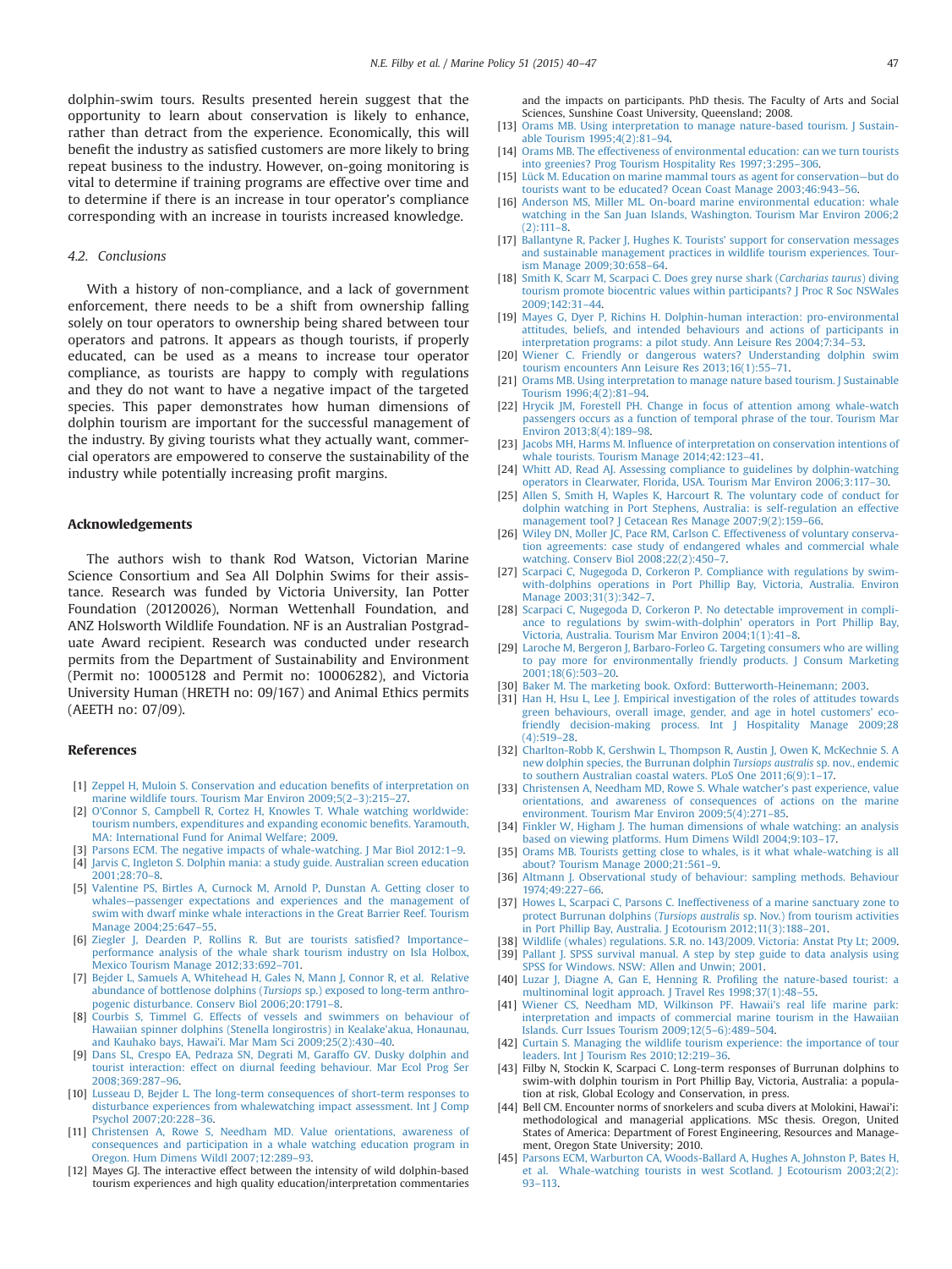dolphin-swim tours. Results presented herein suggest that the opportunity to learn about conservation is likely to enhance, rather than detract from the experience. Economically, this will benefit the industry as satisfied customers are more likely to bring repeat business to the industry. However, on-going monitoring is vital to determine if training programs are effective over time and to determine if there is an increase in tour operator's compliance corresponding with an increase in tourists increased knowledge.

### 4.2. Conclusions

With a history of non-compliance, and a lack of government enforcement, there needs to be a shift from ownership falling solely on tour operators to ownership being shared between tour operators and patrons. It appears as though tourists, if properly educated, can be used as a means to increase tour operator compliance, as tourists are happy to comply with regulations and they do not want to have a negative impact of the targeted species. This paper demonstrates how human dimensions of dolphin tourism are important for the successful management of the industry. By giving tourists what they actually want, commercial operators are empowered to conserve the sustainability of the industry while potentially increasing profit margins.

## Acknowledgements

The authors wish to thank Rod Watson, Victorian Marine Science Consortium and Sea All Dolphin Swims for their assistance. Research was funded by Victoria University, Ian Potter Foundation (20120026), Norman Wettenhall Foundation, and ANZ Holsworth Wildlife Foundation. NF is an Australian Postgraduate Award recipient. Research was conducted under research permits from the Department of Sustainability and Environment (Permit no: 10005128 and Permit no: 10006282), and Victoria University Human (HRETH no: 09/167) and Animal Ethics permits (AEETH no: 07/09).

## References

[1] Zeppel H, Muloin S. Conservation and education benefits of interpretation on marine wildlife tours. Tourism Mar Environ 2009;5(2–3):215–27.
[2] O'Connor S, Campbell R, Cortez H, Knowles T. Whale watching worldwide: tourism numbers, expenditures and expanding economic benefits. Yaramouth, MA: International Fund for Animal Welfare; 2009.
[3] Parsons ECM. The negative impacts of whale-watching. J Mar Biol 2012:1–9.
[4] Jarvis C, Ingleton S. Dolphin mania: a study guide. Australian screen education 2001;28:70–8.
[5] Valentine PS, Birtles A, Curnock M, Arnold P, Dunstan A. Getting closer to whales—passenger expectations and experiences and the management of swim with dwarf minke whale interactions in the Great Barrier Reef. Tourism Manage 2004;25:647–55.
[6] Ziegler J, Dearden P, Rollins R. But are tourists satisfied? Importance–performance analysis of the whale shark tourism industry on Isla Holbox, Mexico Tourism Manage 2012;33:692–701.
[7] Bejder L, Samuels A, Whitehead H, Gales N, Mann J, Connor R, et al. Relative abundance of bottlenose dolphins (*Tursiops* sp.) exposed to long-term anthropogenic disturbance. Conserv Biol 2006;20:1791–8.
[8] Courbis S, Timmel G. Effects of vessels and swimmers on behaviour of Hawaiian spinner dolphins (Stenella longirostris) in Kealake'akua, Honaunau, and Kauhako bays, Hawai'i. Mar Mam Sci 2009;25(2):430–40.
[9] Dans SL, Crespo EA, Pedraza SN, Degrati M, Garaffo GV. Dusky dolphin and tourist interaction: effect on diurnal feeding behaviour. Mar Ecol Prog Ser 2008;369:287–96.
[10] Lusseau D, Bejder L. The long-term consequences of short-term responses to disturbance experiences from whalewatching impact assessment. Int J Comp Psychol 2007;20:228–36.
[11] Christensen A, Rowe S, Needham MD. Value orientations, awareness of consequences and participation in a whale watching education program in Oregon. Hum Dimens Wildl 2007;12:289–93.
[12] Mayes GJ. The interactive effect between the intensity of wild dolphin-based tourism experiences and high quality education/interpretation commentaries and the impacts on participants. PhD thesis. The Faculty of Arts and Social Sciences, Sunshine Coast University, Queensland; 2008.
[13] Orams MB. Using interpretation to manage nature-based tourism. J Sustainable Tourism 1995;4(2):81–94.
[14] Orams MB. The effectiveness of environmental education: can we turn tourists into greenies? Prog Tourism Hospitality Res 1997;3:295–306.
[15] Lück M. Education on marine mammal tours as agent for conservation—but do tourists want to be educated? Ocean Coast Manage 2003;46:943–56.
[16] Anderson MS, Miller ML. On-board marine environmental education: whale watching in the San Juan Islands, Washington. Tourism Mar Environ 2006;2(2):111–8.
[17] Ballantyne R, Packer J, Hughes K. Tourists' support for conservation messages and sustainable management practices in wildlife tourism experiences. Tourism Manage 2009;30:658–64.
[18] Smith K, Scarr M, Scarpaci C. Does grey nurse shark (*Carcharias taurus*) diving tourism promote biocentric values within participants? J Proc R Soc NSWales 2009;142:31–44.
[19] Mayes G, Dyer P, Richins H. Dolphin-human interaction: pro-environmental attitudes, beliefs, and intended behaviours and actions of participants in interpretation programs: a pilot study. Ann Leisure Res 2004;7:34–53.
[20] Wiener C. Friendly or dangerous waters? Understanding dolphin swim tourism encounters Ann Leisure Res 2013;16(1):55–71.
[21] Orams MB. Using interpretation to manage nature based tourism. J Sustainable Tourism 1996;4(2):81–94.
[22] Hrycik JM, Forestell PH. Change in focus of attention among whale-watch passengers occurs as a function of temporal phrase of the tour. Tourism Mar Environ 2013;8(4):189–98.
[23] Jacobs MH, Harms M. Influence of interpretation on conservation intentions of whale tourists. Tourism Manage 2014;42:123–41.
[24] Whitt AD, Read AJ. Assessing compliance to guidelines by dolphin-watching operators in Clearwater, Florida, USA. Tourism Mar Environ 2006;3:117–30.
[25] Allen S, Smith H, Waples K, Harcourt R. The voluntary code of conduct for dolphin watching in Port Stephens, Australia: is self-regulation an effective management tool? J Cetacean Res Manage 2007;9(2):159–66.
[26] Wiley DN, Moller JC, Pace RM, Carlson C. Effectiveness of voluntary conservation agreements: case study of endangered whales and commercial whale watching. Conserv Biol 2008;22(2):450–7.
[27] Scarpaci C, Nugegoda D, Corkeron P. Compliance with regulations by swim-with-dolphins operations in Port Phillip Bay, Victoria, Australia. Environ Manage 2003;31(3):342–7.
[28] Scarpaci C, Nugegoda D, Corkeron P. No detectable improvement in compliance to regulations by swim-with-dolphin' operators in Port Phillip Bay, Victoria, Australia. Tourism Mar Environ 2004;1(1):41–8.
[29] Laroche M, Bergeron J, Barbaro-Forleo G. Targeting consumers who are willing to pay more for environmentally friendly products. J Consum Marketing 2001;18(6):503–20.
[30] Baker M. The marketing book. Oxford: Butterworth-Heinemann; 2003.
[31] Han H, Hsu L, Lee J. Empirical investigation of the roles of attitudes towards green behaviours, overall image, gender, and age in hotel customers' eco-friendly decision-making process. Int J Hospitality Manage 2009;28(4):519–28.
[32] Charlton-Robb K, Gershwin L, Thompson R, Austin J, Owen K, McKechnie S. A new dolphin species, the Burrunan dolphin *Tursiops australis* sp. nov., endemic to southern Australian coastal waters. PLoS One 2011;6(9):1–17.
[33] Christensen A, Needham MD, Rowe S. Whale watcher's past experience, value orientations, and awareness of consequences of actions on the marine environment. Tourism Mar Environ 2009;5(4):271–85.
[34] Finkler W, Higham J. The human dimensions of whale watching: an analysis based on viewing platforms. Hum Dimens Wildl 2004;9:103–17.
[35] Orams MB. Tourists getting close to whales, is it what whale-watching is all about? Tourism Manage 2000;21:561–9.
[36] Altmann J. Observational study of behaviour: sampling methods. Behaviour 1974;49:227–66.
[37] Howes L, Scarpaci C, Parsons C. Ineffectiveness of a marine sanctuary zone to protect Burrunan dolphins (*Tursiops australis* sp. Nov.) from tourism activities in Port Phillip Bay, Australia. J Ecotourism 2012;11(3):188–201.
[38] Wildlife (whales) regulations. S.R. no. 143/2009. Victoria: Anstat Pty Lt; 2009.
[39] Pallant J. SPSS survival manual. A step by step guide to data analysis using SPSS for Windows. NSW: Allen and Unwin; 2001.
[40] Luzar J, Diagne A, Gan E, Henning R. Profiling the nature-based tourist: a multinominal logit approach. J Travel Res 1998;37(1):48–55.
[41] Wiener CS, Needham MD, Wilkinson PF. Hawaii's real life marine park: interpretation and impacts of commercial marine tourism in the Hawaiian Islands. Curr Issues Tourism 2009;12(5–6):489–504.
[42] Curtain S. Managing the wildlife tourism experience: the importance of tour leaders. Int J Tourism Res 2010;12:219–36.
[43] Filby N, Stockin K, Scarpaci C. Long-term responses of Burrunan dolphins to swim-with dolphin tourism in Port Phillip Bay, Victoria, Australia: a population at risk, Global Ecology and Conservation, in press.
[44] Bell CM. Encounter norms of snorkelers and scuba divers at Molokini, Hawai'i: methodological and managerial applications. MSc thesis. Oregon, United States of America: Department of Forest Engineering, Resources and Management, Oregon State University; 2010.
[45] Parsons ECM, Warburton CA, Woods-Ballard A, Hughes A, Johnston P, Bates H, et al. Whale-watching tourists in west Scotland. J Ecotourism 2003;2(2):93–113.